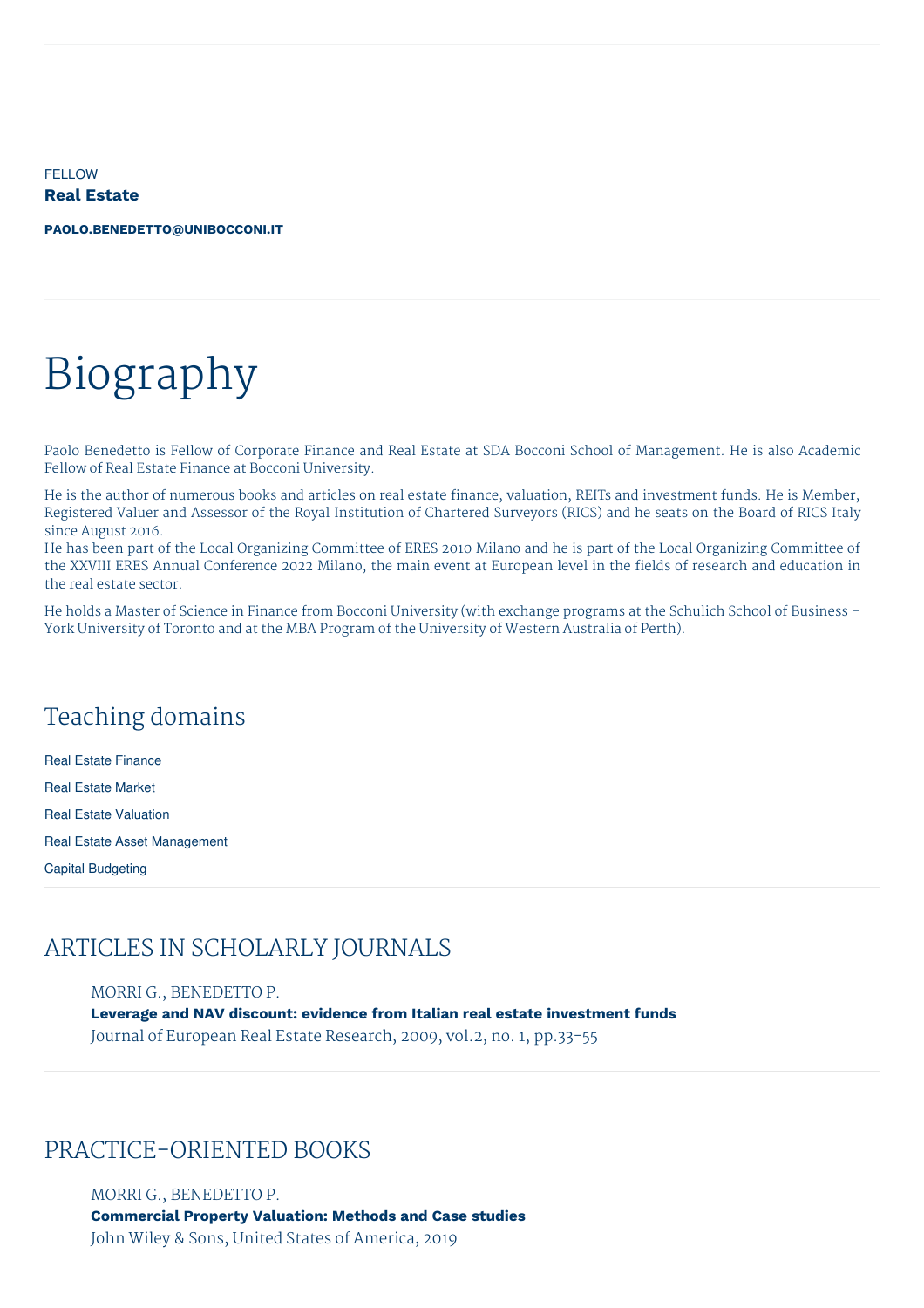FELLOW

**Real Estate**

**PAOLO.BENEDETTO@UNIBOCCONI.IT**

# Biography

Paolo Benedetto is Fellow of Corporate Finance and Real Estate at SDA Bocconi School of Management. He is also Academic Fellow of Real Estate Finance at Bocconi University.

He is the author of numerous books and articles on real estate finance, valuation, REITs and investment funds. He is Member, Registered Valuer and Assessor of the Royal Institution of Chartered Surveyors (RICS) and he seats on the Board of RICS Italy since August 2016.
He has been part of the Local Organizing Committee of ERES 2010 Milano and he is part of the Local Organizing Committee of the XXVIII ERES Annual Conference 2022 Milano, the main event at European level in the fields of research and education in the real estate sector.

He holds a Master of Science in Finance from Bocconi University (with exchange programs at the Schulich School of Business – York University of Toronto and at the MBA Program of the University of Western Australia of Perth).

## Teaching domains

Real Estate Finance

Real Estate Market

Real Estate Valuation

Real Estate Asset Management

Capital Budgeting

## ARTICLES IN SCHOLARLY JOURNALS

MORRI G., BENEDETTO P.
**Leverage and NAV discount: evidence from Italian real estate investment funds**
Journal of European Real Estate Research, 2009, vol.2, no. 1, pp.33-55

## PRACTICE-ORIENTED BOOKS

MORRI G., BENEDETTO P.
**Commercial Property Valuation: Methods and Case studies**
John Wiley & Sons, United States of America, 2019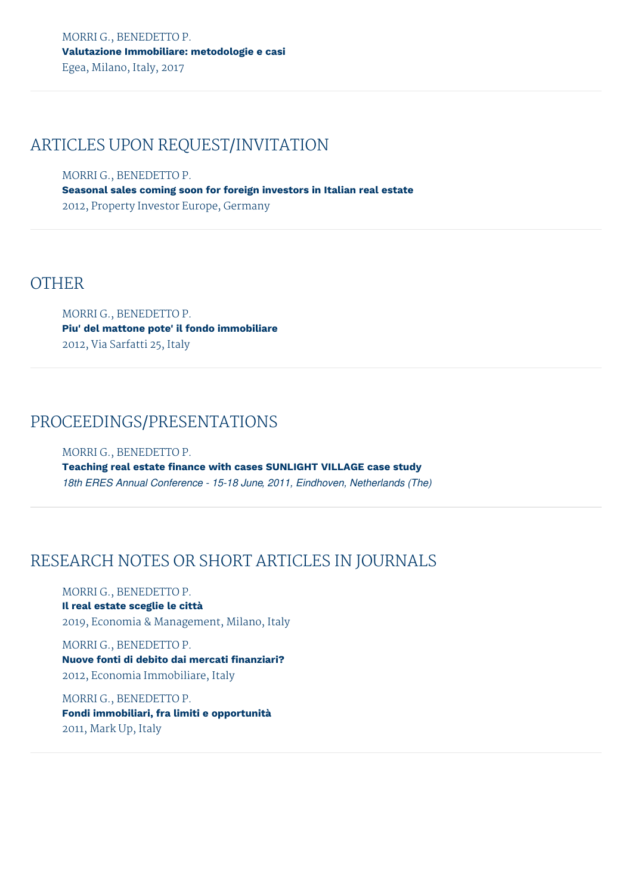MORRI G., BENEDETTO P.
**Valutazione Immobiliare: metodologie e casi**
Egea, Milano, Italy, 2017

---

## ARTICLES UPON REQUEST/INVITATION

MORRI G., BENEDETTO P.
**Seasonal sales coming soon for foreign investors in Italian real estate**
2012, Property Investor Europe, Germany

---

## OTHER

MORRI G., BENEDETTO P.
**Piu' del mattone pote' il fondo immobiliare**
2012, Via Sarfatti 25, Italy

---

## PROCEEDINGS/PRESENTATIONS

MORRI G., BENEDETTO P.
**Teaching real estate finance with cases SUNLIGHT VILLAGE case study**
*18th ERES Annual Conference - 15-18 June, 2011, Eindhoven, Netherlands (The)*

---

## RESEARCH NOTES OR SHORT ARTICLES IN JOURNALS

MORRI G., BENEDETTO P.
**Il real estate sceglie le città**
2019, Economia & Management, Milano, Italy

MORRI G., BENEDETTO P.
**Nuove fonti di debito dai mercati finanziari?**
2012, Economia Immobiliare, Italy

MORRI G., BENEDETTO P.
**Fondi immobiliari, fra limiti e opportunità**
2011, Mark Up, Italy